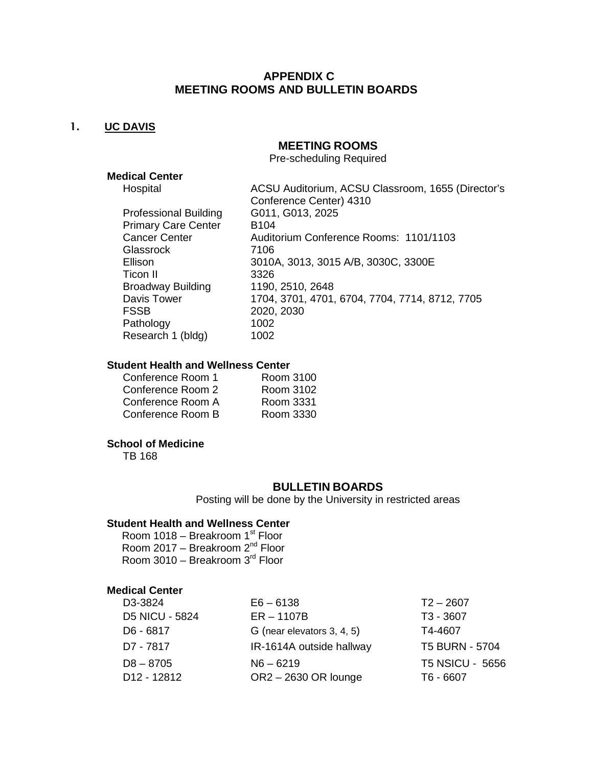# APPENDIX C
# MEETING ROOMS AND BULLETIN BOARDS

## 1. UC DAVIS

### MEETING ROOMS

Pre-scheduling Required

**Medical Center**

| | |
|---|---|
| Hospital | ACSU Auditorium, ACSU Classroom, 1655 (Director's Conference Center) 4310 |
| Professional Building | G011, G013, 2025 |
| Primary Care Center | B104 |
| Cancer Center | Auditorium Conference Rooms: 1101/1103 |
| Glassrock | 7106 |
| Ellison | 3010A, 3013, 3015 A/B, 3030C, 3300E |
| Ticon II | 3326 |
| Broadway Building | 1190, 2510, 2648 |
| Davis Tower | 1704, 3701, 4701, 6704, 7704, 7714, 8712, 7705 |
| FSSB | 2020, 2030 |
| Pathology | 1002 |
| Research 1 (bldg) | 1002 |

**Student Health and Wellness Center**

| | |
|---|---|
| Conference Room 1 | Room 3100 |
| Conference Room 2 | Room 3102 |
| Conference Room A | Room 3331 |
| Conference Room B | Room 3330 |

**School of Medicine**

TB 168

### BULLETIN BOARDS

Posting will be done by the University in restricted areas

**Student Health and Wellness Center**

Room 1018 – Breakroom 1st Floor
Room 2017 – Breakroom 2nd Floor
Room 3010 – Breakroom 3rd Floor

**Medical Center**

| | | |
|---|---|---|
| D3-3824 | E6 – 6138 | T2 – 2607 |
| D5 NICU - 5824 | ER – 1107B | T3 - 3607 |
| D6 - 6817 | G (near elevators 3, 4, 5) | T4-4607 |
| D7 - 7817 | IR-1614A outside hallway | T5 BURN - 5704 |
| D8 – 8705 | N6 – 6219 | T5 NSICU - 5656 |
| D12 - 12812 | OR2 – 2630 OR lounge | T6 - 6607 |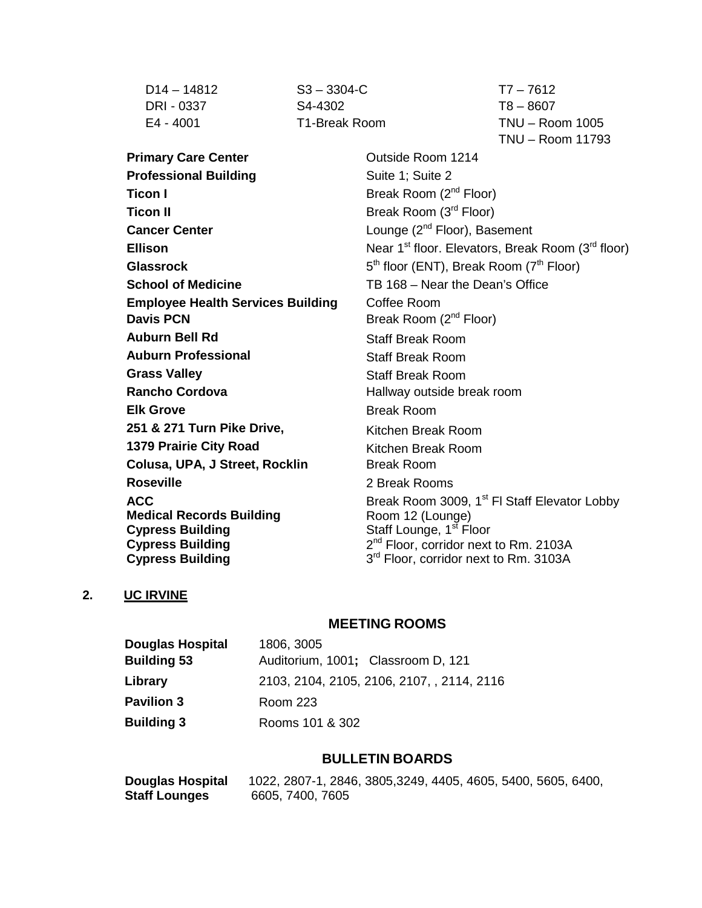| | | |
|---|---|---|
| D14 – 14812 | S3 – 3304-C | T7 – 7612 |
| DRI - 0337 | S4-4302 | T8 – 8607 |
| E4 - 4001 | T1-Break Room | TNU – Room 1005 |
| | | TNU – Room 11793 |

| | |
|---|---|
| **Primary Care Center** | Outside Room 1214 |
| **Professional Building** | Suite 1; Suite 2 |
| **Ticon I** | Break Room (2nd Floor) |
| **Ticon II** | Break Room (3rd Floor) |
| **Cancer Center** | Lounge (2nd Floor), Basement |
| **Ellison** | Near 1st floor. Elevators, Break Room (3rd floor) |
| **Glassrock** | 5th floor (ENT), Break Room (7th Floor) |
| **School of Medicine** | TB 168 – Near the Dean's Office |
| **Employee Health Services Building** | Coffee Room |
| **Davis PCN** | Break Room (2nd Floor) |
| **Auburn Bell Rd** | Staff Break Room |
| **Auburn Professional** | Staff Break Room |
| **Grass Valley** | Staff Break Room |
| **Rancho Cordova** | Hallway outside break room |
| **Elk Grove** | Break Room |
| **251 & 271 Turn Pike Drive,** | Kitchen Break Room |
| **1379 Prairie City Road** | Kitchen Break Room |
| **Colusa, UPA, J Street, Rocklin** | Break Room |
| **Roseville** | 2 Break Rooms |
| **ACC** | Break Room 3009, 1st Fl Staff Elevator Lobby |
| **Medical Records Building** | Room 12 (Lounge) |
| **Cypress Building** | Staff Lounge, 1st Floor |
| **Cypress Building** | 2nd Floor, corridor next to Rm. 2103A |
| **Cypress Building** | 3rd Floor, corridor next to Rm. 3103A |

## 2. UC IRVINE

### MEETING ROOMS

| | |
|---|---|
| **Douglas Hospital** | 1806, 3005 |
| **Building 53** | Auditorium, 1001**;** Classroom D, 121 |
| **Library** | 2103, 2104, 2105, 2106, 2107, , 2114, 2116 |
| **Pavilion 3** | Room 223 |
| **Building 3** | Rooms 101 & 302 |

### BULLETIN BOARDS

| | |
|---|---|
| **Douglas Hospital Staff Lounges** | 1022, 2807-1, 2846, 3805,3249, 4405, 4605, 5400, 5605, 6400, 6605, 7400, 7605 |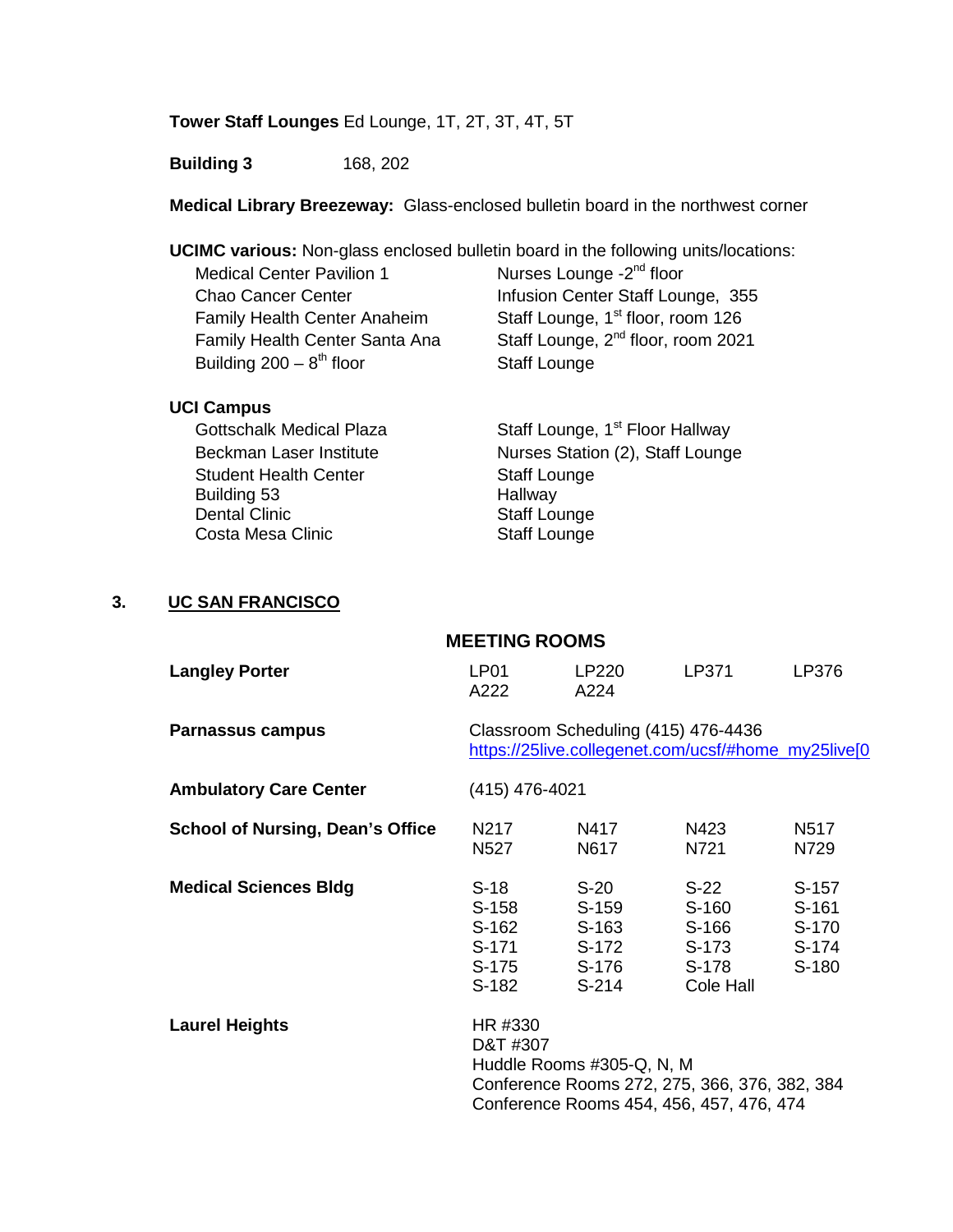**Tower Staff Lounges** Ed Lounge, 1T, 2T, 3T, 4T, 5T

**Building 3** 168, 202

**Medical Library Breezeway:** Glass-enclosed bulletin board in the northwest corner

**UCIMC various:** Non-glass enclosed bulletin board in the following units/locations:

| | |
|---|---|
| Medical Center Pavilion 1 | Nurses Lounge -2nd floor |
| Chao Cancer Center | Infusion Center Staff Lounge, 355 |
| Family Health Center Anaheim | Staff Lounge, 1st floor, room 126 |
| Family Health Center Santa Ana | Staff Lounge, 2nd floor, room 2021 |
| Building 200 – 8th floor | Staff Lounge |

**UCI Campus**

| | |
|---|---|
| Gottschalk Medical Plaza | Staff Lounge, 1st Floor Hallway |
| Beckman Laser Institute | Nurses Station (2), Staff Lounge |
| Student Health Center | Staff Lounge |
| Building 53 | Hallway |
| Dental Clinic | Staff Lounge |
| Costa Mesa Clinic | Staff Lounge |

## 3. UC SAN FRANCISCO

### MEETING ROOMS

**Langley Porter** LP01, LP220, LP371, LP376, A222, A224

**Parnassus campus** Classroom Scheduling (415) 476-4436
https://25live.collegenet.com/ucsf/#home_my25live[0

**Ambulatory Care Center** (415) 476-4021

**School of Nursing, Dean's Office** N217, N417, N423, N517, N527, N617, N721, N729

**Medical Sciences Bldg**

| | | | |
|---|---|---|---|
| S-18 | S-20 | S-22 | S-157 |
| S-158 | S-159 | S-160 | S-161 |
| S-162 | S-163 | S-166 | S-170 |
| S-171 | S-172 | S-173 | S-174 |
| S-175 | S-176 | S-178 | S-180 |
| S-182 | S-214 | Cole Hall | |

**Laurel Heights**

HR #330
D&T #307
Huddle Rooms #305-Q, N, M
Conference Rooms 272, 275, 366, 376, 382, 384
Conference Rooms 454, 456, 457, 476, 474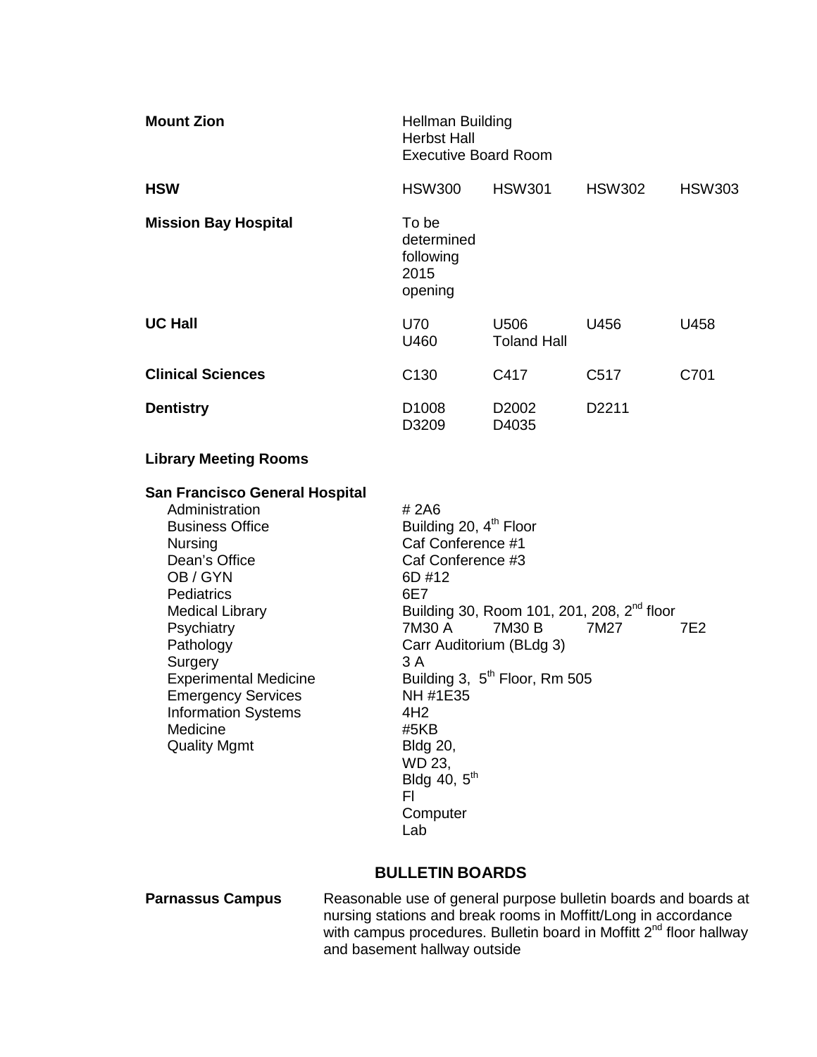| | | | | |
|---|---|---|---|---|
| **Mount Zion** | Hellman Building<br>Herbst Hall<br>Executive Board Room | | | |
| **HSW** | HSW300 | HSW301 | HSW302 | HSW303 |
| **Mission Bay Hospital** | To be determined following 2015 opening | | | |
| **UC Hall** | U70<br>U460 | U506<br>Toland Hall | U456 | U458 |
| **Clinical Sciences** | C130 | C417 | C517 | C701 |
| **Dentistry** | D1008<br>D3209 | D2002<br>D4035 | D2211 | |
| **Library Meeting Rooms** | | | | |

**San Francisco General Hospital**

| | | | | |
|---|---|---|---|---|
| Administration | # 2A6 | | | |
| Business Office | Building 20, 4th Floor | | | |
| Nursing | Caf Conference #1 | | | |
| Dean's Office | Caf Conference #3 | | | |
| OB / GYN | 6D #12 | | | |
| Pediatrics | 6E7 | | | |
| Medical Library | Building 30, Room 101, 201, 208, 2nd floor | | | |
| Psychiatry | 7M30 A | 7M30 B | 7M27 | 7E2 |
| Pathology | Carr Auditorium (BLdg 3) | | | |
| Surgery | 3 A | | | |
| Experimental Medicine | Building 3, 5th Floor, Rm 505 | | | |
| Emergency Services | NH #1E35 | | | |
| Information Systems | 4H2 | | | |
| Medicine | #5KB | | | |
| Quality Mgmt | Bldg 20, WD 23, Bldg 40, 5th Fl Computer Lab | | | |

## BULLETIN BOARDS

**Parnassus Campus** Reasonable use of general purpose bulletin boards and boards at nursing stations and break rooms in Moffitt/Long in accordance with campus procedures. Bulletin board in Moffitt 2nd floor hallway and basement hallway outside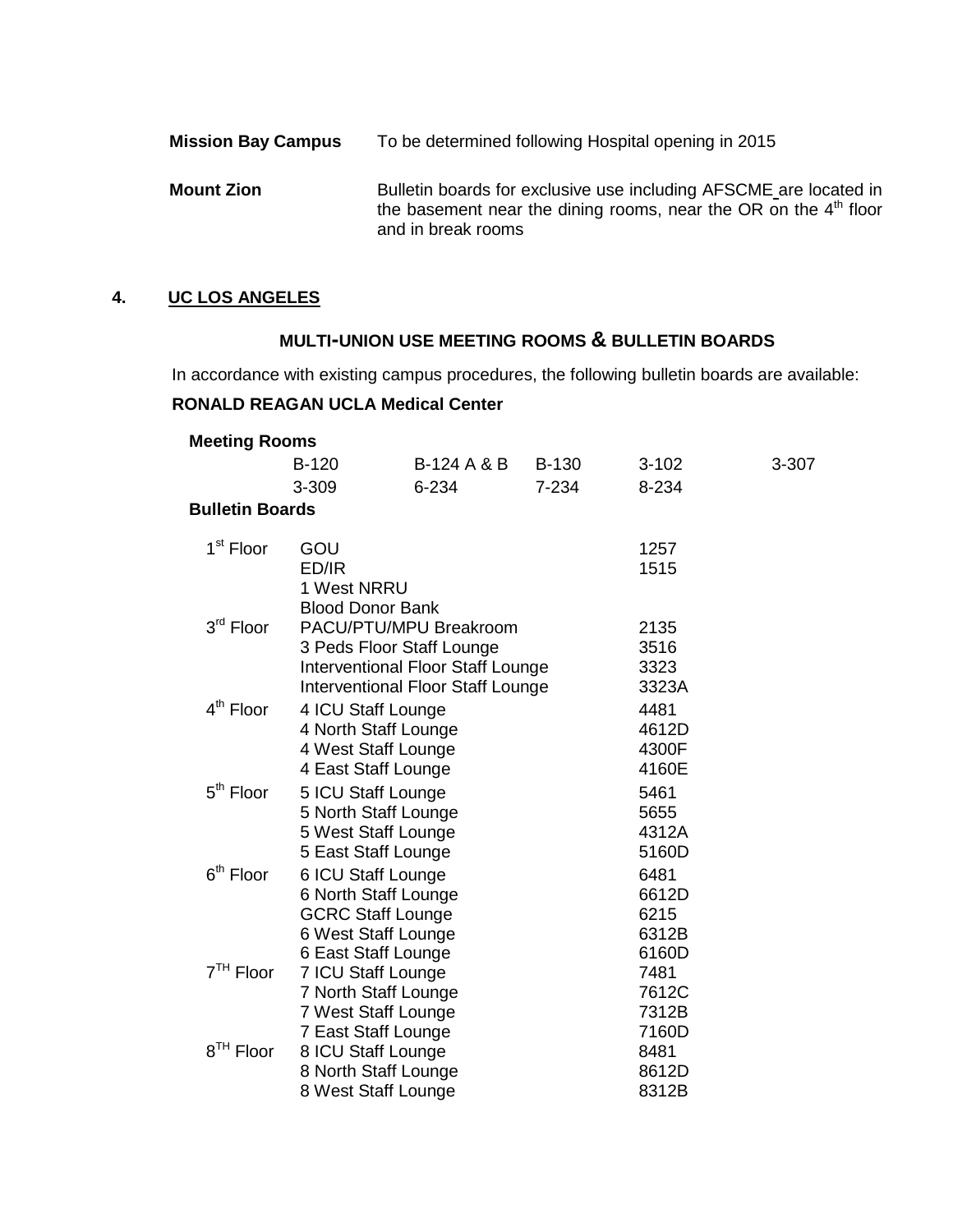**Mission Bay Campus** To be determined following Hospital opening in 2015

**Mount Zion** Bulletin boards for exclusive use including AFSCME are located in the basement near the dining rooms, near the OR on the 4th floor and in break rooms

## 4. UC LOS ANGELES

### MULTI-UNION USE MEETING ROOMS & BULLETIN BOARDS

In accordance with existing campus procedures, the following bulletin boards are available:

**RONALD REAGAN UCLA Medical Center**

**Meeting Rooms**

| | | | | |
|---|---|---|---|---|
| B-120 | B-124 A & B | B-130 | 3-102 | 3-307 |
| 3-309 | 6-234 | 7-234 | 8-234 | |

**Bulletin Boards**

| Floor | Location | Room |
|---|---|---|
| 1st Floor | GOU | 1257 |
| | ED/IR | 1515 |
| | 1 West NRRU | |
| | Blood Donor Bank | |
| 3rd Floor | PACU/PTU/MPU Breakroom | 2135 |
| | 3 Peds Floor Staff Lounge | 3516 |
| | Interventional Floor Staff Lounge | 3323 |
| | Interventional Floor Staff Lounge | 3323A |
| 4th Floor | 4 ICU Staff Lounge | 4481 |
| | 4 North Staff Lounge | 4612D |
| | 4 West Staff Lounge | 4300F |
| | 4 East Staff Lounge | 4160E |
| 5th Floor | 5 ICU Staff Lounge | 5461 |
| | 5 North Staff Lounge | 5655 |
| | 5 West Staff Lounge | 4312A |
| | 5 East Staff Lounge | 5160D |
| 6th Floor | 6 ICU Staff Lounge | 6481 |
| | 6 North Staff Lounge | 6612D |
| | GCRC Staff Lounge | 6215 |
| | 6 West Staff Lounge | 6312B |
| | 6 East Staff Lounge | 6160D |
| 7TH Floor | 7 ICU Staff Lounge | 7481 |
| | 7 North Staff Lounge | 7612C |
| | 7 West Staff Lounge | 7312B |
| | 7 East Staff Lounge | 7160D |
| 8TH Floor | 8 ICU Staff Lounge | 8481 |
| | 8 North Staff Lounge | 8612D |
| | 8 West Staff Lounge | 8312B |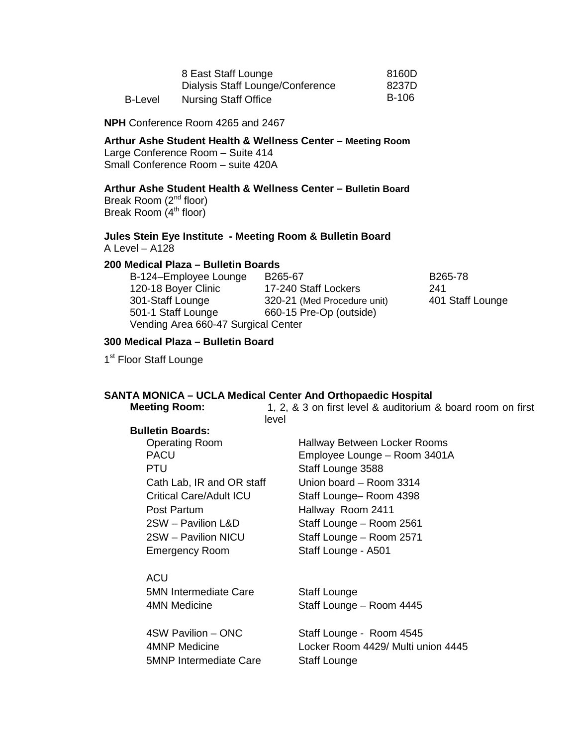| | | |
|---|---|---|
| | 8 East Staff Lounge | 8160D |
| | Dialysis Staff Lounge/Conference | 8237D |
| B-Level | Nursing Staff Office | B-106 |

**NPH** Conference Room 4265 and 2467

**Arthur Ashe Student Health & Wellness Center – Meeting Room**
Large Conference Room – Suite 414
Small Conference Room – suite 420A

**Arthur Ashe Student Health & Wellness Center – Bulletin Board**
Break Room (2nd floor)
Break Room (4th floor)

**Jules Stein Eye Institute - Meeting Room & Bulletin Board**
A Level – A128

**200 Medical Plaza – Bulletin Boards**

| | | |
|---|---|---|
| B-124–Employee Lounge | B265-67 | B265-78 |
| 120-18 Boyer Clinic | 17-240 Staff Lockers | 241 |
| 301-Staff Lounge | 320-21 (Med Procedure unit) | 401 Staff Lounge |
| 501-1 Staff Lounge | 660-15 Pre-Op (outside) | |
| Vending Area 660-47 Surgical Center | | |

**300 Medical Plaza – Bulletin Board**

1st Floor Staff Lounge

**SANTA MONICA – UCLA Medical Center And Orthopaedic Hospital**

**Meeting Room:** 1, 2, & 3 on first level & auditorium & board room on first level

**Bulletin Boards:**

| | |
|---|---|
| Operating Room | Hallway Between Locker Rooms |
| PACU | Employee Lounge – Room 3401A |
| PTU | Staff Lounge 3588 |
| Cath Lab, IR and OR staff | Union board – Room 3314 |
| Critical Care/Adult ICU | Staff Lounge– Room 4398 |
| Post Partum | Hallway Room 2411 |
| 2SW – Pavilion L&D | Staff Lounge – Room 2561 |
| 2SW – Pavilion NICU | Staff Lounge – Room 2571 |
| Emergency Room | Staff Lounge - A501 |
| ACU | |
| 5MN Intermediate Care | Staff Lounge |
| 4MN Medicine | Staff Lounge – Room 4445 |
| 4SW Pavilion – ONC | Staff Lounge - Room 4545 |
| 4MNP Medicine | Locker Room 4429/ Multi union 4445 |
| 5MNP Intermediate Care | Staff Lounge |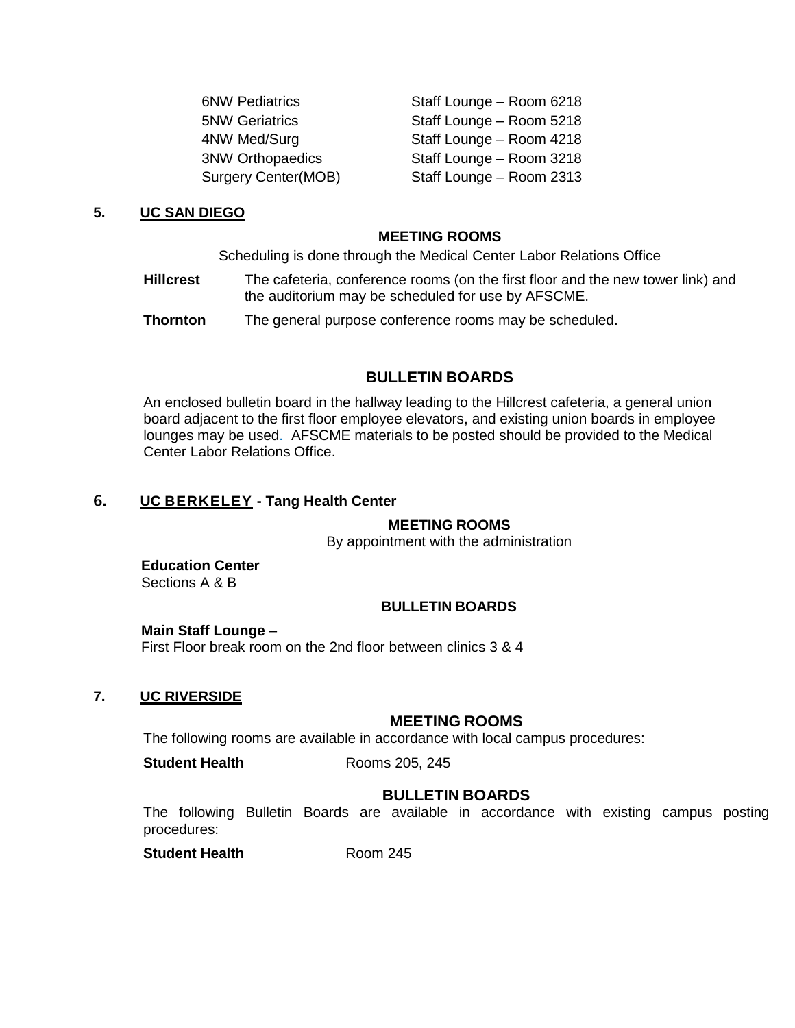| | |
|---|---|
| 6NW Pediatrics | Staff Lounge – Room 6218 |
| 5NW Geriatrics | Staff Lounge – Room 5218 |
| 4NW Med/Surg | Staff Lounge – Room 4218 |
| 3NW Orthopaedics | Staff Lounge – Room 3218 |
| Surgery Center(MOB) | Staff Lounge – Room 2313 |

## 5. UC SAN DIEGO

### MEETING ROOMS

Scheduling is done through the Medical Center Labor Relations Office

**Hillcrest** The cafeteria, conference rooms (on the first floor and the new tower link) and the auditorium may be scheduled for use by AFSCME.

**Thornton** The general purpose conference rooms may be scheduled.

### BULLETIN BOARDS

An enclosed bulletin board in the hallway leading to the Hillcrest cafeteria, a general union board adjacent to the first floor employee elevators, and existing union boards in employee lounges may be used. AFSCME materials to be posted should be provided to the Medical Center Labor Relations Office.

## 6. UC BERKELEY - Tang Health Center

### MEETING ROOMS

By appointment with the administration

**Education Center**
Sections A & B

### BULLETIN BOARDS

**Main Staff Lounge** –
First Floor break room on the 2nd floor between clinics 3 & 4

## 7. UC RIVERSIDE

### MEETING ROOMS

The following rooms are available in accordance with local campus procedures:

**Student Health** Rooms 205, 245

### BULLETIN BOARDS

The following Bulletin Boards are available in accordance with existing campus posting procedures:

**Student Health** Room 245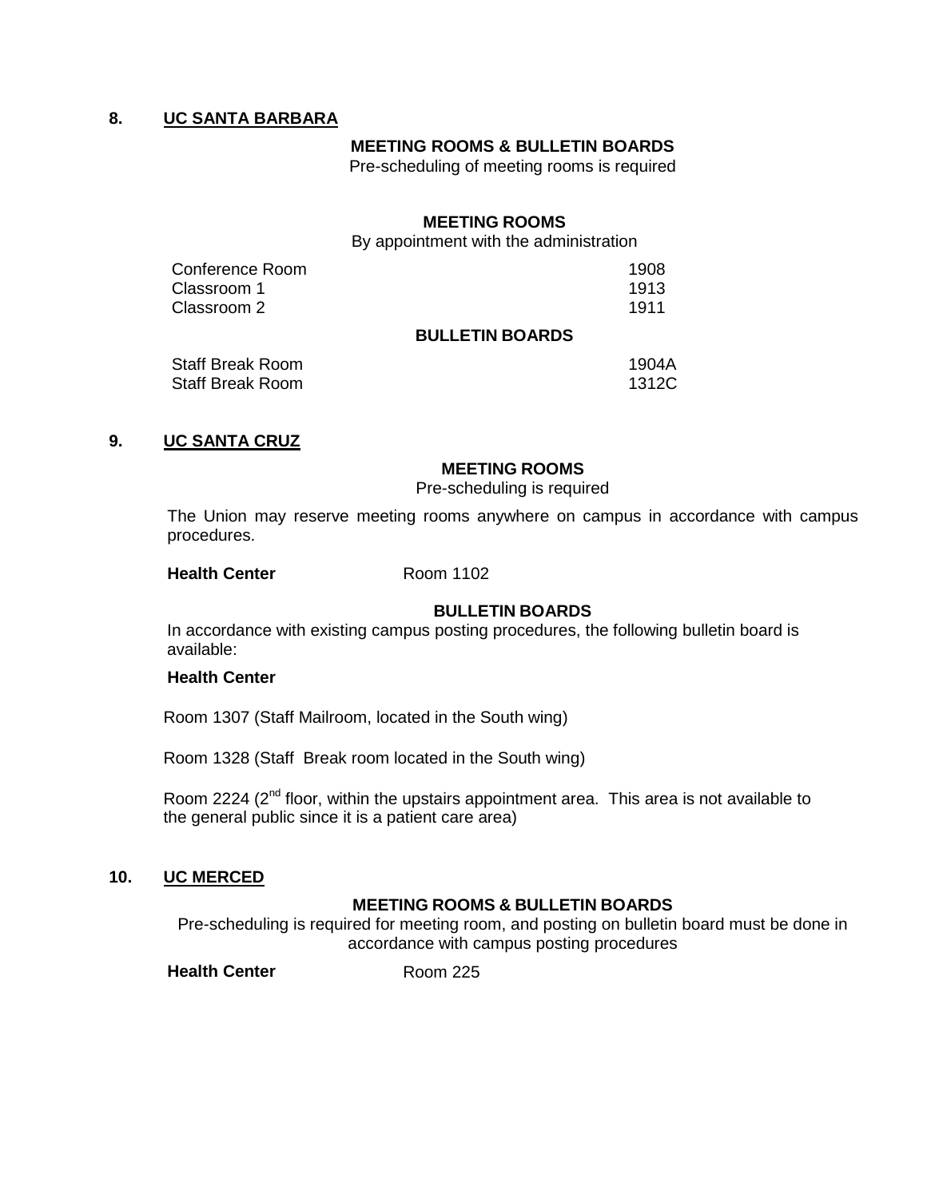## 8. UC SANTA BARBARA

**MEETING ROOMS & BULLETIN BOARDS**

Pre-scheduling of meeting rooms is required

**MEETING ROOMS**

By appointment with the administration

| | |
|---|---|
| Conference Room | 1908 |
| Classroom 1 | 1913 |
| Classroom 2 | 1911 |

**BULLETIN BOARDS**

| | |
|---|---|
| Staff Break Room | 1904A |
| Staff Break Room | 1312C |

## 9. UC SANTA CRUZ

**MEETING ROOMS**

Pre-scheduling is required

The Union may reserve meeting rooms anywhere on campus in accordance with campus procedures.

**Health Center** Room 1102

**BULLETIN BOARDS**

In accordance with existing campus posting procedures, the following bulletin board is available:

**Health Center**

Room 1307 (Staff Mailroom, located in the South wing)

Room 1328 (Staff Break room located in the South wing)

Room 2224 (2nd floor, within the upstairs appointment area. This area is not available to the general public since it is a patient care area)

## 10. UC MERCED

**MEETING ROOMS & BULLETIN BOARDS**

Pre-scheduling is required for meeting room, and posting on bulletin board must be done in accordance with campus posting procedures

**Health Center** Room 225